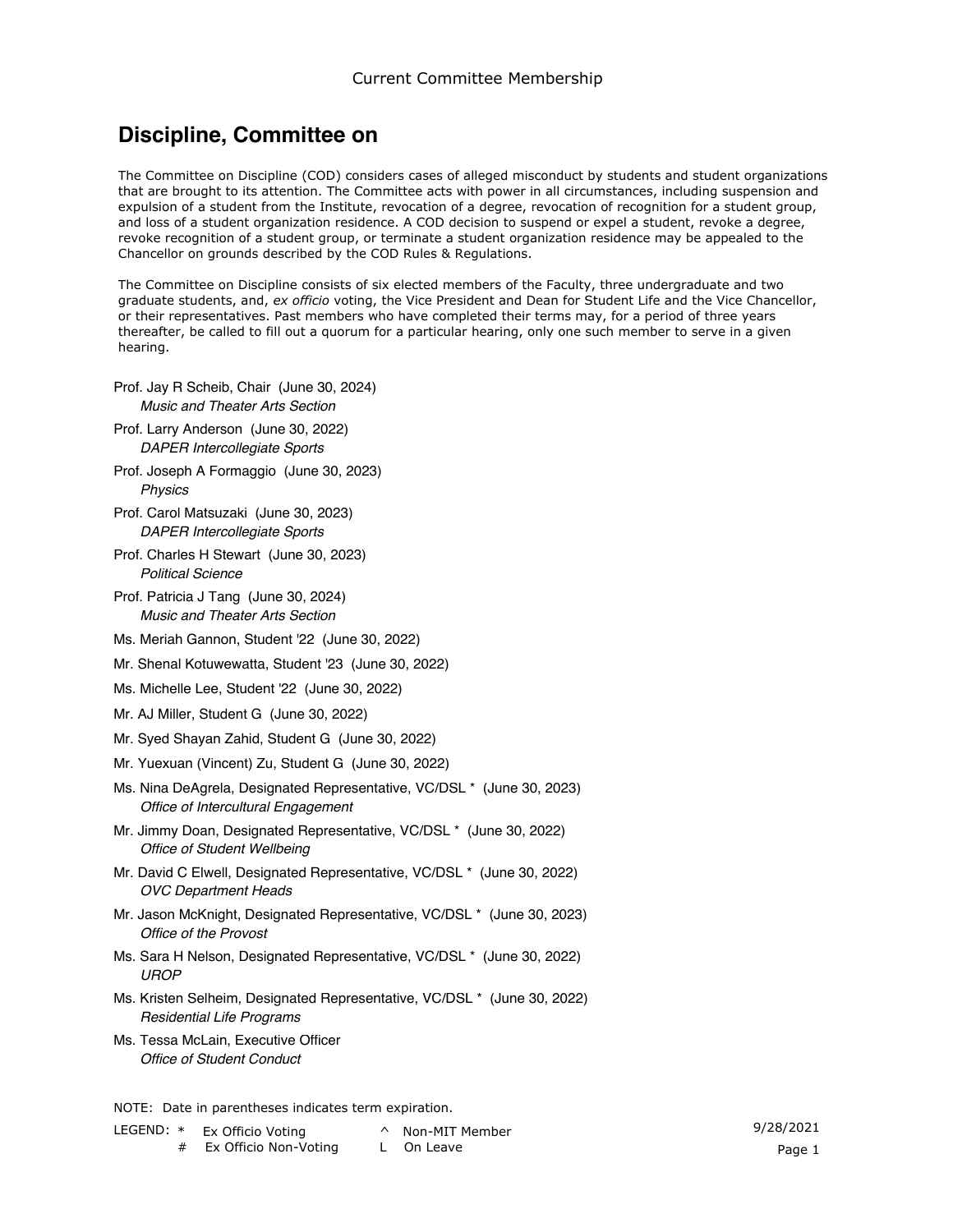# Discipline, Committee on

The Committee on Discipline (COD) considers cases of alleged misconduct by students and student organizations that are brought to its attention. The Committee acts with power in all circumstances, including suspension and expulsion of a student from the Institute, revocation of a degree, revocation of recognition for a student group, and loss of a student organization residence. A COD decision to suspend or expel a student, revoke a degree, revoke recognition of a student group, or terminate a student organization residence may be appealed to the Chancellor on grounds described by the COD Rules & Regulations.

The Committee on Discipline consists of six elected members of the Faculty, three undergraduate and two graduate students, and, *ex officio* voting, the Vice President and Dean for Student Life and the Vice Chancellor, or their representatives. Past members who have completed their terms may, for a period of three years thereafter, be called to fill out a quorum for a particular hearing, only one such member to serve in a given hearing.

Prof. Jay R Scheib, Chair (June 30, 2024)
*Music and Theater Arts Section*

Prof. Larry Anderson (June 30, 2022)
*DAPER Intercollegiate Sports*

Prof. Joseph A Formaggio (June 30, 2023)
*Physics*

Prof. Carol Matsuzaki (June 30, 2023)
*DAPER Intercollegiate Sports*

Prof. Charles H Stewart (June 30, 2023)
*Political Science*

Prof. Patricia J Tang (June 30, 2024)
*Music and Theater Arts Section*

Ms. Meriah Gannon, Student '22 (June 30, 2022)

Mr. Shenal Kotuwewatta, Student '23 (June 30, 2022)

Ms. Michelle Lee, Student '22 (June 30, 2022)

Mr. AJ Miller, Student G (June 30, 2022)

Mr. Syed Shayan Zahid, Student G (June 30, 2022)

Mr. Yuexuan (Vincent) Zu, Student G (June 30, 2022)

Ms. Nina DeAgrela, Designated Representative, VC/DSL * (June 30, 2023)
*Office of Intercultural Engagement*

Mr. Jimmy Doan, Designated Representative, VC/DSL * (June 30, 2022)
*Office of Student Wellbeing*

Mr. David C Elwell, Designated Representative, VC/DSL * (June 30, 2022)
*OVC Department Heads*

Mr. Jason McKnight, Designated Representative, VC/DSL * (June 30, 2023)
*Office of the Provost*

Ms. Sara H Nelson, Designated Representative, VC/DSL * (June 30, 2022)
*UROP*

Ms. Kristen Selheim, Designated Representative, VC/DSL * (June 30, 2022)
*Residential Life Programs*

Ms. Tessa McLain, Executive Officer
*Office of Student Conduct*

NOTE: Date in parentheses indicates term expiration.

LEGEND:
- * Ex Officio Voting
- # Ex Officio Non-Voting
- ^ Non-MIT Member
- L On Leave

9/28/2021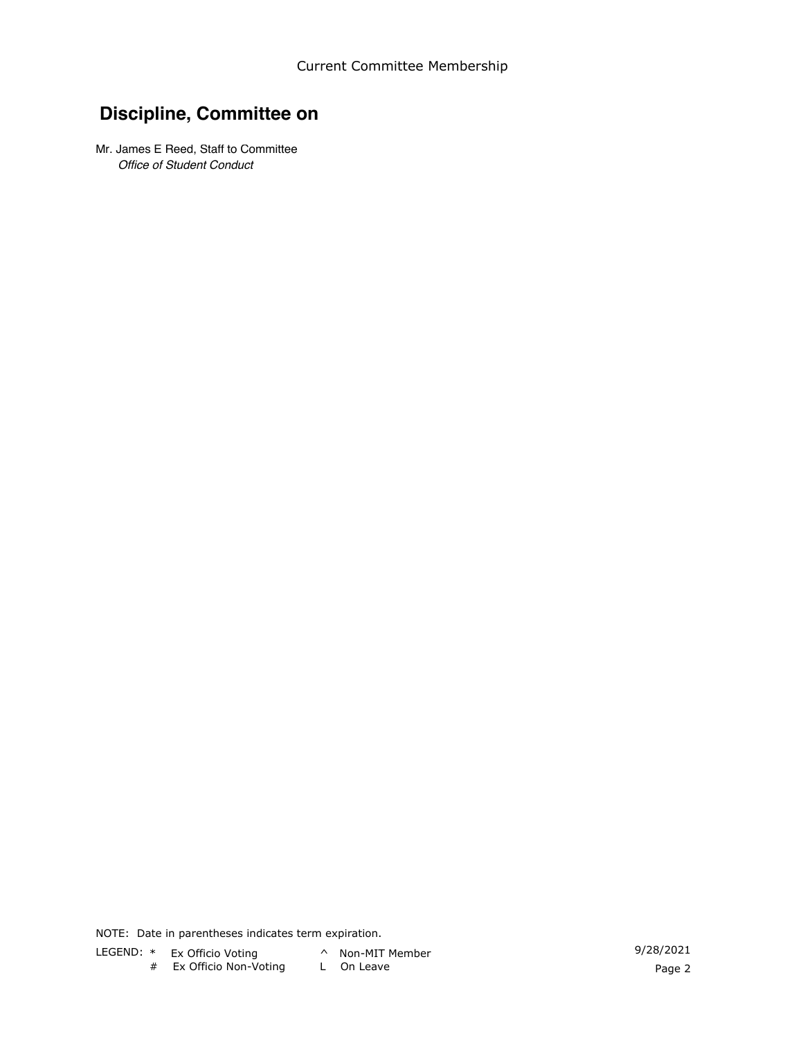## Discipline, Committee on

Mr. James E Reed, Staff to Committee
*Office of Student Conduct*

NOTE: Date in parentheses indicates term expiration.

LEGEND: * Ex Officio Voting ^ Non-MIT Member
# Ex Officio Non-Voting L On Leave

9/28/2021